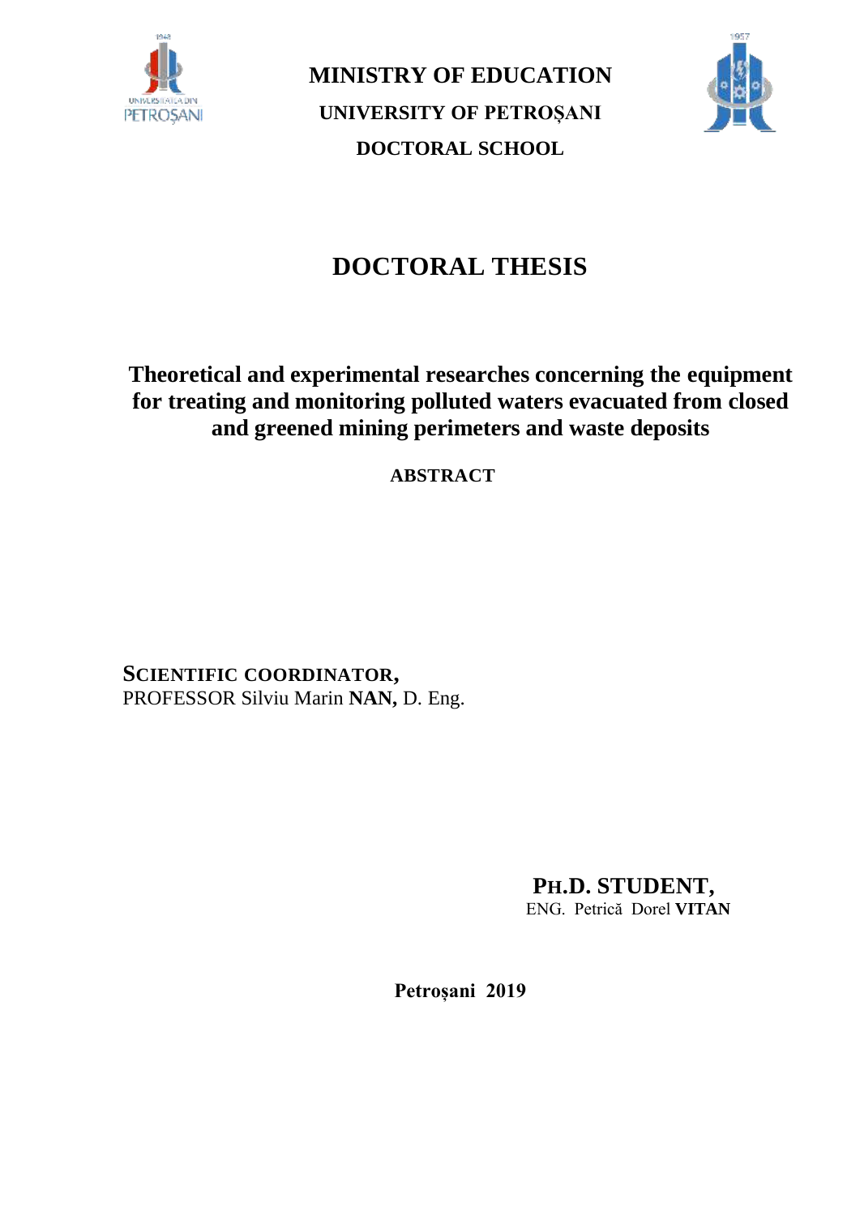**MINISTRY OF EDUCATION**

**UNIVERSITY OF PETROȘANI**

**DOCTORAL SCHOOL**

# DOCTORAL THESIS

## Theoretical and experimental researches concerning the equipment for treating and monitoring polluted waters evacuated from closed and greened mining perimeters and waste deposits

**ABSTRACT**

**SCIENTIFIC COORDINATOR,**
PROFESSOR Silviu Marin **NAN,** D. Eng.

**PH.D. STUDENT,**
ENG. Petrică Dorel **VITAN**

**Petroșani 2019**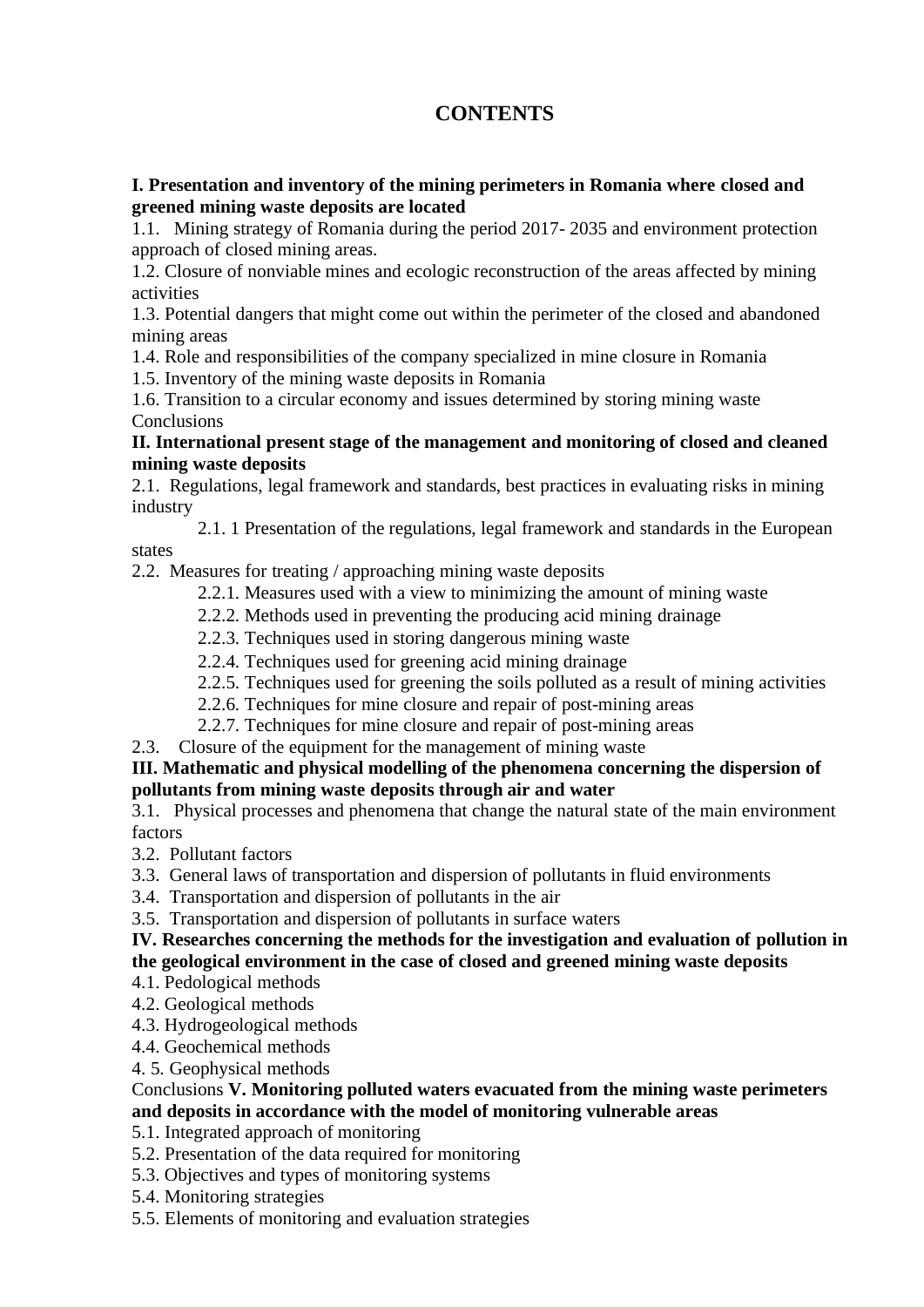# CONTENTS

**I. Presentation and inventory of the mining perimeters in Romania where closed and greened mining waste deposits are located**

1.1. Mining strategy of Romania during the period 2017- 2035 and environment protection approach of closed mining areas.

1.2. Closure of nonviable mines and ecologic reconstruction of the areas affected by mining activities

1.3. Potential dangers that might come out within the perimeter of the closed and abandoned mining areas

1.4. Role and responsibilities of the company specialized in mine closure in Romania

1.5. Inventory of the mining waste deposits in Romania

1.6. Transition to a circular economy and issues determined by storing mining waste

Conclusions

**II. International present stage of the management and monitoring of closed and cleaned mining waste deposits**

2.1. Regulations, legal framework and standards, best practices in evaluating risks in mining industry

2.1. 1 Presentation of the regulations, legal framework and standards in the European states

2.2. Measures for treating / approaching mining waste deposits

2.2.1. Measures used with a view to minimizing the amount of mining waste

2.2.2. Methods used in preventing the producing acid mining drainage

2.2.3. Techniques used in storing dangerous mining waste

2.2.4. Techniques used for greening acid mining drainage

2.2.5. Techniques used for greening the soils polluted as a result of mining activities

2.2.6. Techniques for mine closure and repair of post-mining areas

2.2.7. Techniques for mine closure and repair of post-mining areas

2.3. Closure of the equipment for the management of mining waste

**III. Mathematic and physical modelling of the phenomena concerning the dispersion of pollutants from mining waste deposits through air and water**

3.1. Physical processes and phenomena that change the natural state of the main environment factors

3.2. Pollutant factors

3.3. General laws of transportation and dispersion of pollutants in fluid environments

3.4. Transportation and dispersion of pollutants in the air

3.5. Transportation and dispersion of pollutants in surface waters

**IV. Researches concerning the methods for the investigation and evaluation of pollution in the geological environment in the case of closed and greened mining waste deposits**

4.1. Pedological methods

4.2. Geological methods

4.3. Hydrogeological methods

4.4. Geochemical methods

4. 5. Geophysical methods

Conclusions **V. Monitoring polluted waters evacuated from the mining waste perimeters and deposits in accordance with the model of monitoring vulnerable areas**

5.1. Integrated approach of monitoring

5.2. Presentation of the data required for monitoring

5.3. Objectives and types of monitoring systems

5.4. Monitoring strategies

5.5. Elements of monitoring and evaluation strategies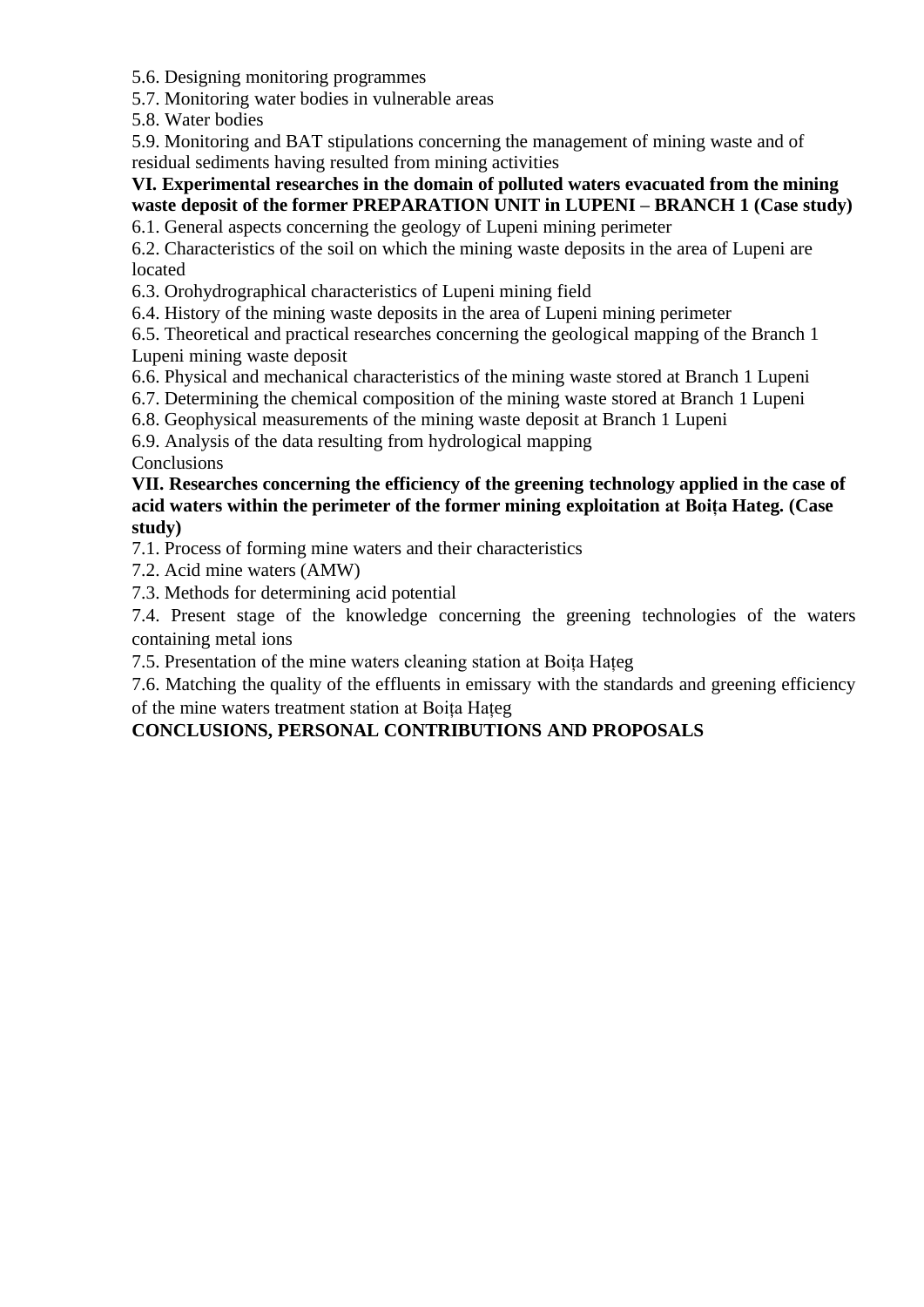5.6. Designing monitoring programmes
5.7. Monitoring water bodies in vulnerable areas
5.8. Water bodies
5.9. Monitoring and BAT stipulations concerning the management of mining waste and of residual sediments having resulted from mining activities

**VI. Experimental researches in the domain of polluted waters evacuated from the mining waste deposit of the former PREPARATION UNIT in LUPENI – BRANCH 1 (Case study)**

6.1. General aspects concerning the geology of Lupeni mining perimeter
6.2. Characteristics of the soil on which the mining waste deposits in the area of Lupeni are located
6.3. Orohydrographical characteristics of Lupeni mining field
6.4. History of the mining waste deposits in the area of Lupeni mining perimeter
6.5. Theoretical and practical researches concerning the geological mapping of the Branch 1 Lupeni mining waste deposit
6.6. Physical and mechanical characteristics of the mining waste stored at Branch 1 Lupeni
6.7. Determining the chemical composition of the mining waste stored at Branch 1 Lupeni
6.8. Geophysical measurements of the mining waste deposit at Branch 1 Lupeni
6.9. Analysis of the data resulting from hydrological mapping
Conclusions

**VII. Researches concerning the efficiency of the greening technology applied in the case of acid waters within the perimeter of the former mining exploitation at Boița Hateg. (Case study)**

7.1. Process of forming mine waters and their characteristics
7.2. Acid mine waters (AMW)
7.3. Methods for determining acid potential
7.4. Present stage of the knowledge concerning the greening technologies of the waters containing metal ions
7.5. Presentation of the mine waters cleaning station at Boița Hațeg
7.6. Matching the quality of the effluents in emissary with the standards and greening efficiency of the mine waters treatment station at Boița Hațeg

**CONCLUSIONS, PERSONAL CONTRIBUTIONS AND PROPOSALS**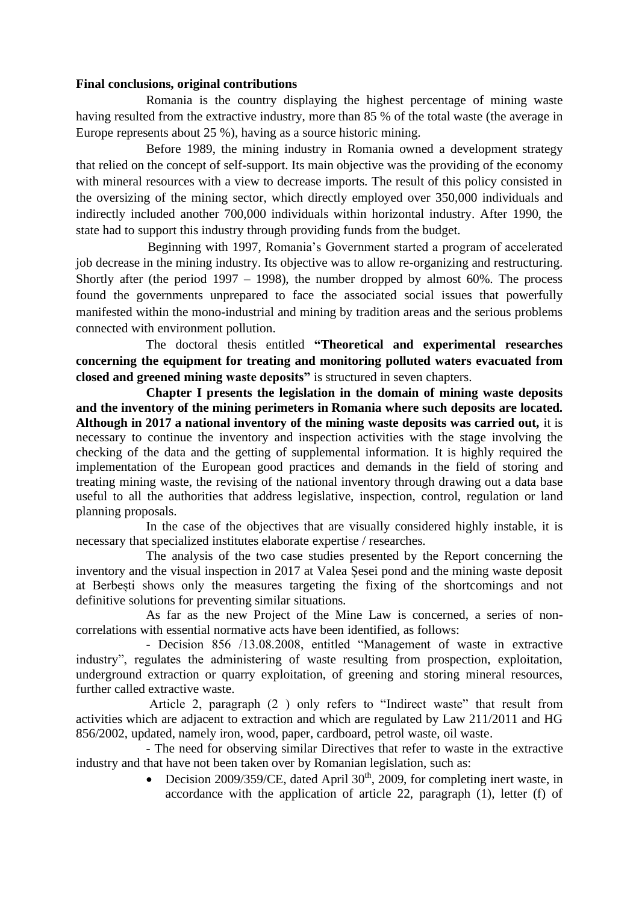**Final conclusions, original contributions**

Romania is the country displaying the highest percentage of mining waste having resulted from the extractive industry, more than 85 % of the total waste (the average in Europe represents about 25 %), having as a source historic mining.

Before 1989, the mining industry in Romania owned a development strategy that relied on the concept of self-support. Its main objective was the providing of the economy with mineral resources with a view to decrease imports. The result of this policy consisted in the oversizing of the mining sector, which directly employed over 350,000 individuals and indirectly included another 700,000 individuals within horizontal industry. After 1990, the state had to support this industry through providing funds from the budget.

Beginning with 1997, Romania's Government started a program of accelerated job decrease in the mining industry. Its objective was to allow re-organizing and restructuring. Shortly after (the period 1997 – 1998), the number dropped by almost 60%. The process found the governments unprepared to face the associated social issues that powerfully manifested within the mono-industrial and mining by tradition areas and the serious problems connected with environment pollution.

The doctoral thesis entitled **"Theoretical and experimental researches concerning the equipment for treating and monitoring polluted waters evacuated from closed and greened mining waste deposits"** is structured in seven chapters.

**Chapter I presents the legislation in the domain of mining waste deposits and the inventory of the mining perimeters in Romania where such deposits are located. Although in 2017 a national inventory of the mining waste deposits was carried out,** it is necessary to continue the inventory and inspection activities with the stage involving the checking of the data and the getting of supplemental information. It is highly required the implementation of the European good practices and demands in the field of storing and treating mining waste, the revising of the national inventory through drawing out a data base useful to all the authorities that address legislative, inspection, control, regulation or land planning proposals.

In the case of the objectives that are visually considered highly instable, it is necessary that specialized institutes elaborate expertise / researches.

The analysis of the two case studies presented by the Report concerning the inventory and the visual inspection in 2017 at Valea Șesei pond and the mining waste deposit at Berbești shows only the measures targeting the fixing of the shortcomings and not definitive solutions for preventing similar situations.

As far as the new Project of the Mine Law is concerned, a series of non-correlations with essential normative acts have been identified, as follows:

- Decision 856 /13.08.2008, entitled "Management of waste in extractive industry", regulates the administering of waste resulting from prospection, exploitation, underground extraction or quarry exploitation, of greening and storing mineral resources, further called extractive waste.

Article 2, paragraph (2 ) only refers to "Indirect waste" that result from activities which are adjacent to extraction and which are regulated by Law 211/2011 and HG 856/2002, updated, namely iron, wood, paper, cardboard, petrol waste, oil waste.

- The need for observing similar Directives that refer to waste in the extractive industry and that have not been taken over by Romanian legislation, such as:

- Decision 2009/359/CE, dated April 30th, 2009, for completing inert waste, in accordance with the application of article 22, paragraph (1), letter (f) of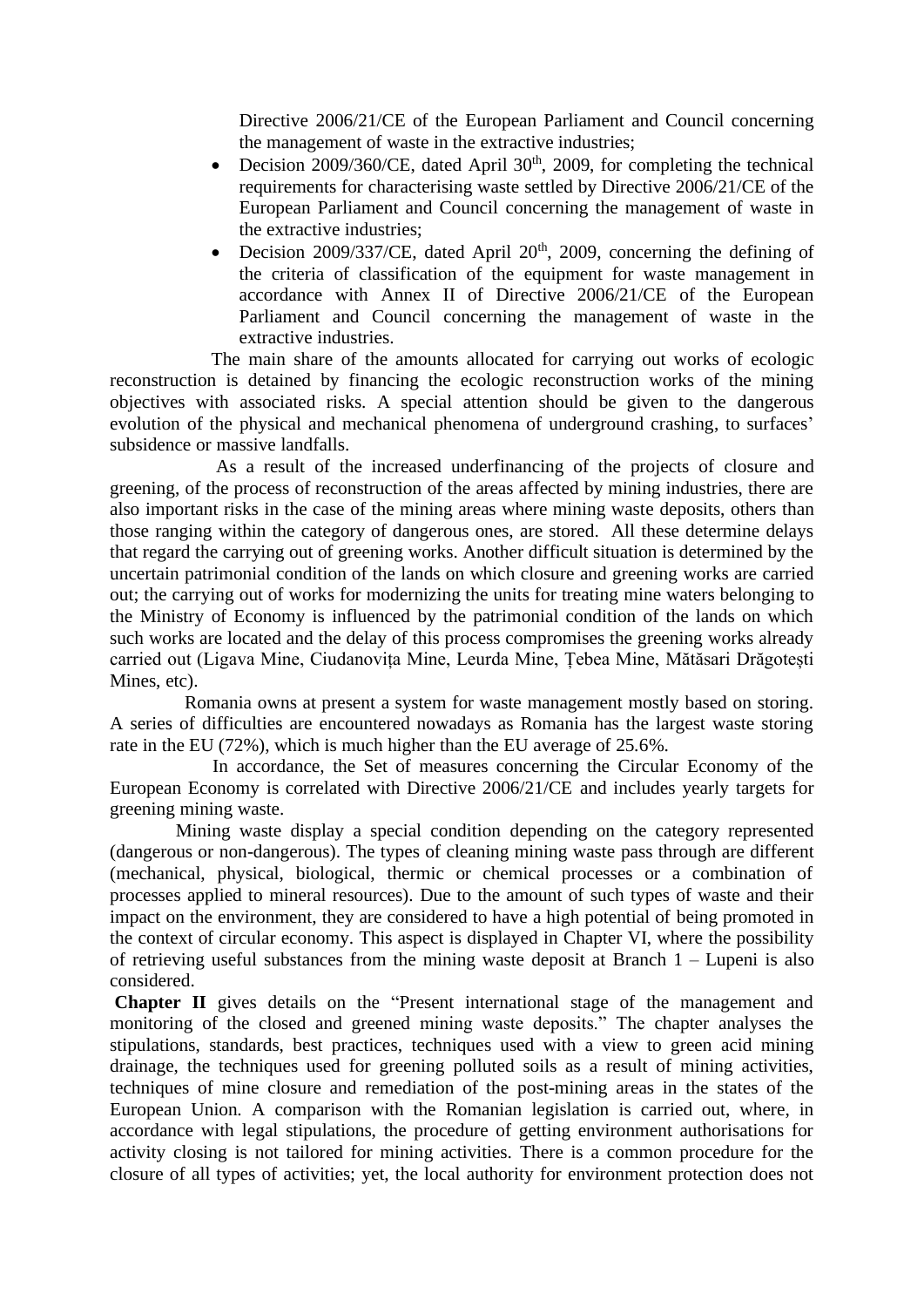Directive 2006/21/CE of the European Parliament and Council concerning the management of waste in the extractive industries;

- Decision 2009/360/CE, dated April 30th, 2009, for completing the technical requirements for characterising waste settled by Directive 2006/21/CE of the European Parliament and Council concerning the management of waste in the extractive industries;
- Decision 2009/337/CE, dated April 20th, 2009, concerning the defining of the criteria of classification of the equipment for waste management in accordance with Annex II of Directive 2006/21/CE of the European Parliament and Council concerning the management of waste in the extractive industries.

The main share of the amounts allocated for carrying out works of ecologic reconstruction is detained by financing the ecologic reconstruction works of the mining objectives with associated risks. A special attention should be given to the dangerous evolution of the physical and mechanical phenomena of underground crashing, to surfaces' subsidence or massive landfalls.

As a result of the increased underfinancing of the projects of closure and greening, of the process of reconstruction of the areas affected by mining industries, there are also important risks in the case of the mining areas where mining waste deposits, others than those ranging within the category of dangerous ones, are stored. All these determine delays that regard the carrying out of greening works. Another difficult situation is determined by the uncertain patrimonial condition of the lands on which closure and greening works are carried out; the carrying out of works for modernizing the units for treating mine waters belonging to the Ministry of Economy is influenced by the patrimonial condition of the lands on which such works are located and the delay of this process compromises the greening works already carried out (Ligava Mine, Ciudanovița Mine, Leurda Mine, Țebea Mine, Mătăsari Drăgotești Mines, etc).

Romania owns at present a system for waste management mostly based on storing. A series of difficulties are encountered nowadays as Romania has the largest waste storing rate in the EU (72%), which is much higher than the EU average of 25.6%.

In accordance, the Set of measures concerning the Circular Economy of the European Economy is correlated with Directive 2006/21/CE and includes yearly targets for greening mining waste.

Mining waste display a special condition depending on the category represented (dangerous or non-dangerous). The types of cleaning mining waste pass through are different (mechanical, physical, biological, thermic or chemical processes or a combination of processes applied to mineral resources). Due to the amount of such types of waste and their impact on the environment, they are considered to have a high potential of being promoted in the context of circular economy. This aspect is displayed in Chapter VI, where the possibility of retrieving useful substances from the mining waste deposit at Branch 1 – Lupeni is also considered.

**Chapter II** gives details on the "Present international stage of the management and monitoring of the closed and greened mining waste deposits." The chapter analyses the stipulations, standards, best practices, techniques used with a view to green acid mining drainage, the techniques used for greening polluted soils as a result of mining activities, techniques of mine closure and remediation of the post-mining areas in the states of the European Union. A comparison with the Romanian legislation is carried out, where, in accordance with legal stipulations, the procedure of getting environment authorisations for activity closing is not tailored for mining activities. There is a common procedure for the closure of all types of activities; yet, the local authority for environment protection does not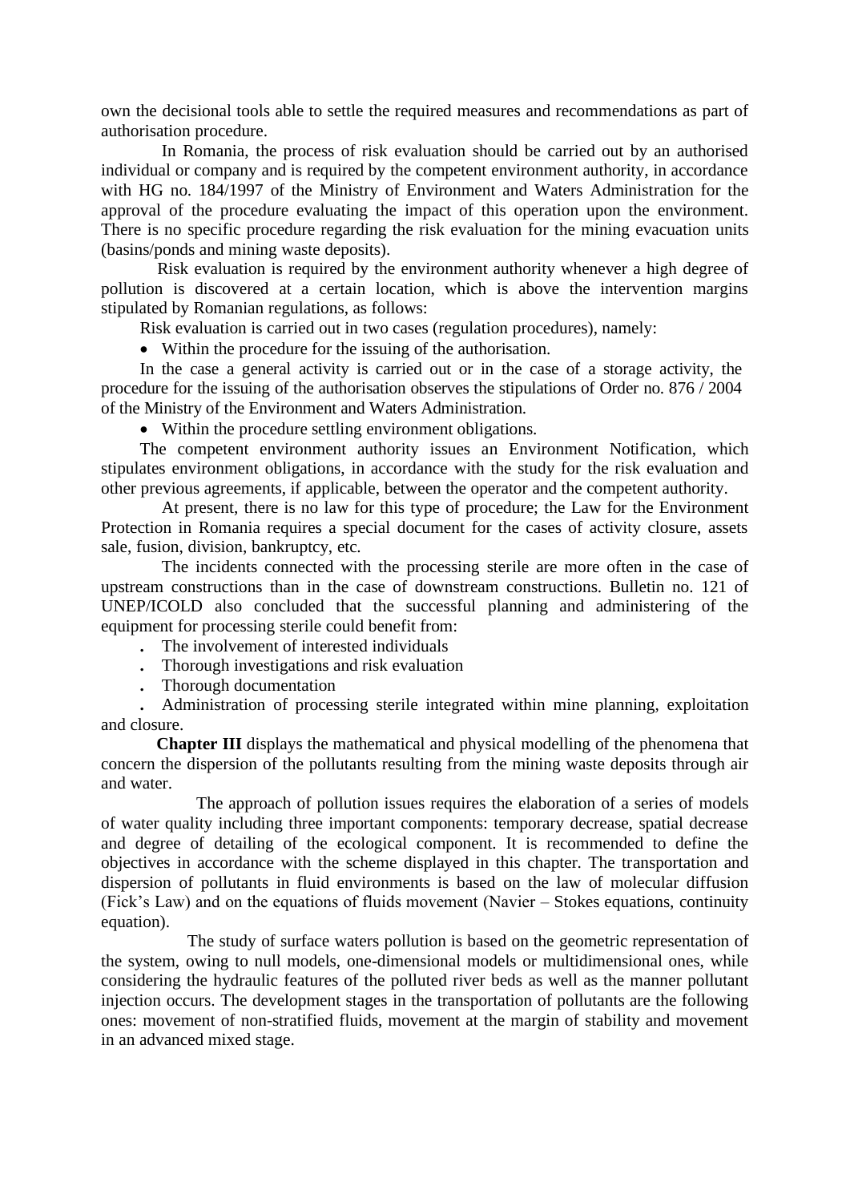own the decisional tools able to settle the required measures and recommendations as part of authorisation procedure.

In Romania, the process of risk evaluation should be carried out by an authorised individual or company and is required by the competent environment authority, in accordance with HG no. 184/1997 of the Ministry of Environment and Waters Administration for the approval of the procedure evaluating the impact of this operation upon the environment. There is no specific procedure regarding the risk evaluation for the mining evacuation units (basins/ponds and mining waste deposits).

Risk evaluation is required by the environment authority whenever a high degree of pollution is discovered at a certain location, which is above the intervention margins stipulated by Romanian regulations, as follows:

Risk evaluation is carried out in two cases (regulation procedures), namely:

- Within the procedure for the issuing of the authorisation.

In the case a general activity is carried out or in the case of a storage activity, the procedure for the issuing of the authorisation observes the stipulations of Order no. 876 / 2004 of the Ministry of the Environment and Waters Administration.

- Within the procedure settling environment obligations.

The competent environment authority issues an Environment Notification, which stipulates environment obligations, in accordance with the study for the risk evaluation and other previous agreements, if applicable, between the operator and the competent authority.

At present, there is no law for this type of procedure; the Law for the Environment Protection in Romania requires a special document for the cases of activity closure, assets sale, fusion, division, bankruptcy, etc.

The incidents connected with the processing sterile are more often in the case of upstream constructions than in the case of downstream constructions. Bulletin no. 121 of UNEP/ICOLD also concluded that the successful planning and administering of the equipment for processing sterile could benefit from:

- The involvement of interested individuals
- Thorough investigations and risk evaluation
- Thorough documentation
- Administration of processing sterile integrated within mine planning, exploitation and closure.

**Chapter III** displays the mathematical and physical modelling of the phenomena that concern the dispersion of the pollutants resulting from the mining waste deposits through air and water.

The approach of pollution issues requires the elaboration of a series of models of water quality including three important components: temporary decrease, spatial decrease and degree of detailing of the ecological component. It is recommended to define the objectives in accordance with the scheme displayed in this chapter. The transportation and dispersion of pollutants in fluid environments is based on the law of molecular diffusion (Fick's Law) and on the equations of fluids movement (Navier – Stokes equations, continuity equation).

The study of surface waters pollution is based on the geometric representation of the system, owing to null models, one-dimensional models or multidimensional ones, while considering the hydraulic features of the polluted river beds as well as the manner pollutant injection occurs. The development stages in the transportation of pollutants are the following ones: movement of non-stratified fluids, movement at the margin of stability and movement in an advanced mixed stage.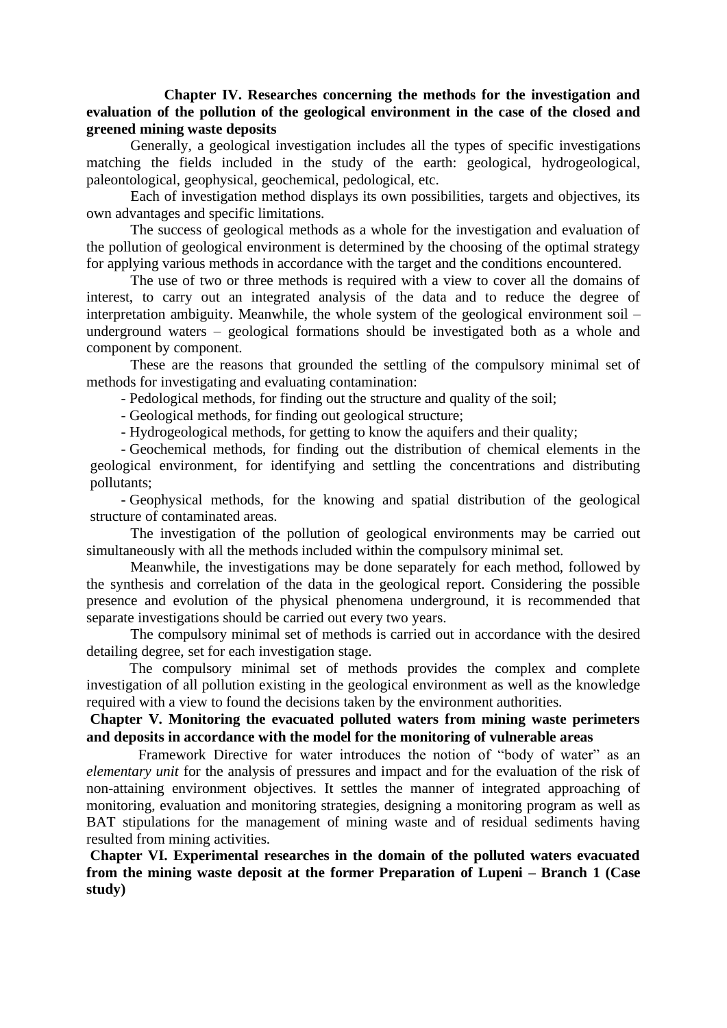## Chapter IV. Researches concerning the methods for the investigation and evaluation of the pollution of the geological environment in the case of the closed and greened mining waste deposits

Generally, a geological investigation includes all the types of specific investigations matching the fields included in the study of the earth: geological, hydrogeological, paleontological, geophysical, geochemical, pedological, etc.

Each of investigation method displays its own possibilities, targets and objectives, its own advantages and specific limitations.

The success of geological methods as a whole for the investigation and evaluation of the pollution of geological environment is determined by the choosing of the optimal strategy for applying various methods in accordance with the target and the conditions encountered.

The use of two or three methods is required with a view to cover all the domains of interest, to carry out an integrated analysis of the data and to reduce the degree of interpretation ambiguity. Meanwhile, the whole system of the geological environment soil – underground waters – geological formations should be investigated both as a whole and component by component.

These are the reasons that grounded the settling of the compulsory minimal set of methods for investigating and evaluating contamination:

- Pedological methods, for finding out the structure and quality of the soil;
- Geological methods, for finding out geological structure;
- Hydrogeological methods, for getting to know the aquifers and their quality;
- Geochemical methods, for finding out the distribution of chemical elements in the geological environment, for identifying and settling the concentrations and distributing pollutants;
- Geophysical methods, for the knowing and spatial distribution of the geological structure of contaminated areas.

The investigation of the pollution of geological environments may be carried out simultaneously with all the methods included within the compulsory minimal set.

Meanwhile, the investigations may be done separately for each method, followed by the synthesis and correlation of the data in the geological report. Considering the possible presence and evolution of the physical phenomena underground, it is recommended that separate investigations should be carried out every two years.

The compulsory minimal set of methods is carried out in accordance with the desired detailing degree, set for each investigation stage.

The compulsory minimal set of methods provides the complex and complete investigation of all pollution existing in the geological environment as well as the knowledge required with a view to found the decisions taken by the environment authorities.

## Chapter V. Monitoring the evacuated polluted waters from mining waste perimeters and deposits in accordance with the model for the monitoring of vulnerable areas

Framework Directive for water introduces the notion of "body of water" as an *elementary unit* for the analysis of pressures and impact and for the evaluation of the risk of non-attaining environment objectives. It settles the manner of integrated approaching of monitoring, evaluation and monitoring strategies, designing a monitoring program as well as BAT stipulations for the management of mining waste and of residual sediments having resulted from mining activities.

## Chapter VI. Experimental researches in the domain of the polluted waters evacuated from the mining waste deposit at the former Preparation of Lupeni – Branch 1 (Case study)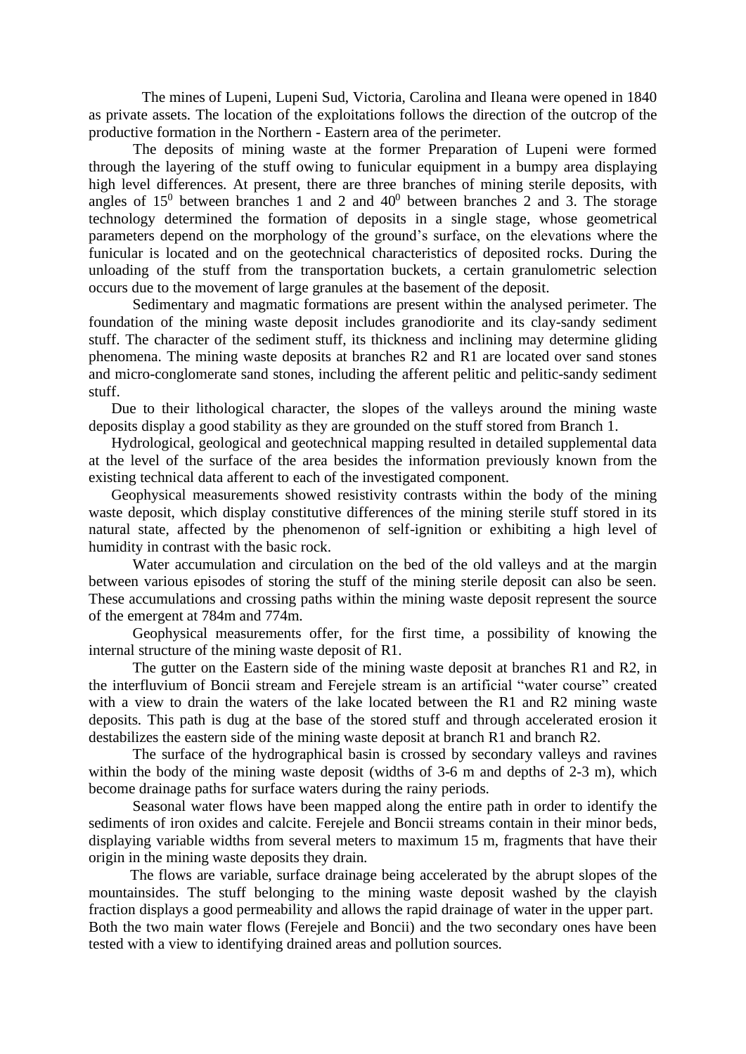The mines of Lupeni, Lupeni Sud, Victoria, Carolina and Ileana were opened in 1840 as private assets. The location of the exploitations follows the direction of the outcrop of the productive formation in the Northern - Eastern area of the perimeter.

The deposits of mining waste at the former Preparation of Lupeni were formed through the layering of the stuff owing to funicular equipment in a bumpy area displaying high level differences. At present, there are three branches of mining sterile deposits, with angles of $15^0$ between branches 1 and 2 and $40^0$ between branches 2 and 3. The storage technology determined the formation of deposits in a single stage, whose geometrical parameters depend on the morphology of the ground's surface, on the elevations where the funicular is located and on the geotechnical characteristics of deposited rocks. During the unloading of the stuff from the transportation buckets, a certain granulometric selection occurs due to the movement of large granules at the basement of the deposit.

Sedimentary and magmatic formations are present within the analysed perimeter. The foundation of the mining waste deposit includes granodiorite and its clay-sandy sediment stuff. The character of the sediment stuff, its thickness and inclining may determine gliding phenomena. The mining waste deposits at branches R2 and R1 are located over sand stones and micro-conglomerate sand stones, including the afferent pelitic and pelitic-sandy sediment stuff.

Due to their lithological character, the slopes of the valleys around the mining waste deposits display a good stability as they are grounded on the stuff stored from Branch 1.

Hydrological, geological and geotechnical mapping resulted in detailed supplemental data at the level of the surface of the area besides the information previously known from the existing technical data afferent to each of the investigated component.

Geophysical measurements showed resistivity contrasts within the body of the mining waste deposit, which display constitutive differences of the mining sterile stuff stored in its natural state, affected by the phenomenon of self-ignition or exhibiting a high level of humidity in contrast with the basic rock.

Water accumulation and circulation on the bed of the old valleys and at the margin between various episodes of storing the stuff of the mining sterile deposit can also be seen. These accumulations and crossing paths within the mining waste deposit represent the source of the emergent at 784m and 774m.

Geophysical measurements offer, for the first time, a possibility of knowing the internal structure of the mining waste deposit of R1.

The gutter on the Eastern side of the mining waste deposit at branches R1 and R2, in the interfluvium of Boncii stream and Ferejele stream is an artificial "water course" created with a view to drain the waters of the lake located between the R1 and R2 mining waste deposits. This path is dug at the base of the stored stuff and through accelerated erosion it destabilizes the eastern side of the mining waste deposit at branch R1 and branch R2.

The surface of the hydrographical basin is crossed by secondary valleys and ravines within the body of the mining waste deposit (widths of 3-6 m and depths of 2-3 m), which become drainage paths for surface waters during the rainy periods.

Seasonal water flows have been mapped along the entire path in order to identify the sediments of iron oxides and calcite. Ferejele and Boncii streams contain in their minor beds, displaying variable widths from several meters to maximum 15 m, fragments that have their origin in the mining waste deposits they drain.

The flows are variable, surface drainage being accelerated by the abrupt slopes of the mountainsides. The stuff belonging to the mining waste deposit washed by the clayish fraction displays a good permeability and allows the rapid drainage of water in the upper part. Both the two main water flows (Ferejele and Boncii) and the two secondary ones have been tested with a view to identifying drained areas and pollution sources.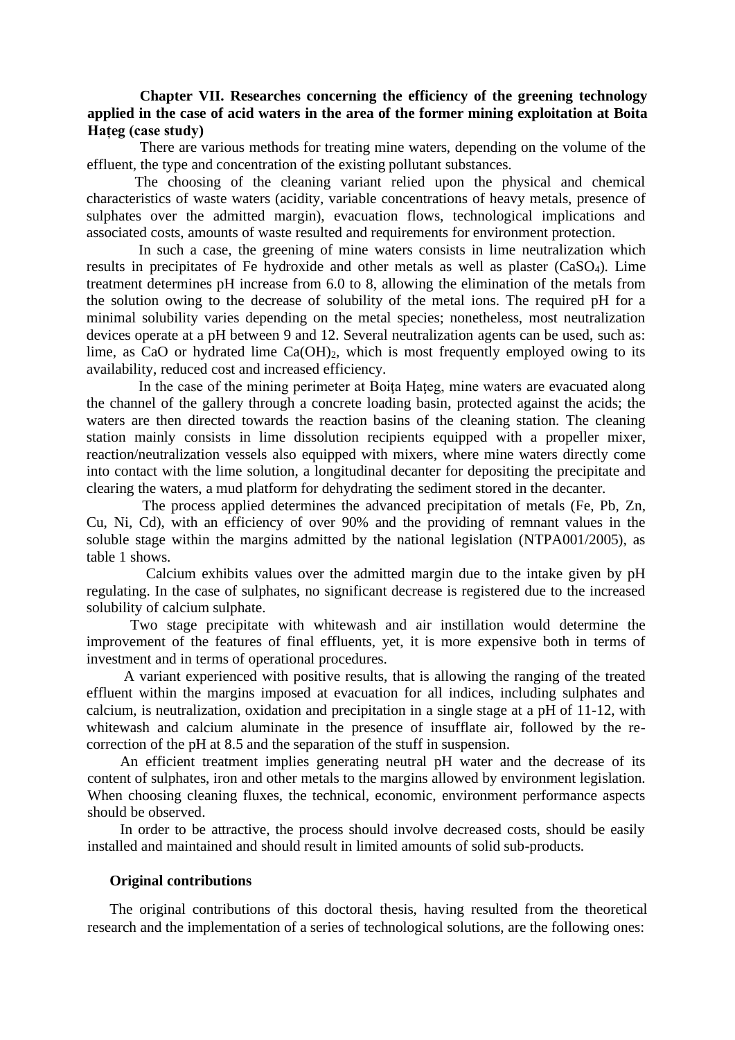## Chapter VII. Researches concerning the efficiency of the greening technology applied in the case of acid waters in the area of the former mining exploitation at Boita Hațeg (case study)

There are various methods for treating mine waters, depending on the volume of the effluent, the type and concentration of the existing pollutant substances.

The choosing of the cleaning variant relied upon the physical and chemical characteristics of waste waters (acidity, variable concentrations of heavy metals, presence of sulphates over the admitted margin), evacuation flows, technological implications and associated costs, amounts of waste resulted and requirements for environment protection.

In such a case, the greening of mine waters consists in lime neutralization which results in precipitates of Fe hydroxide and other metals as well as plaster ($CaSO_4$). Lime treatment determines pH increase from 6.0 to 8, allowing the elimination of the metals from the solution owing to the decrease of solubility of the metal ions. The required pH for a minimal solubility varies depending on the metal species; nonetheless, most neutralization devices operate at a pH between 9 and 12. Several neutralization agents can be used, such as: lime, as CaO or hydrated lime $Ca(OH)_2$, which is most frequently employed owing to its availability, reduced cost and increased efficiency.

In the case of the mining perimeter at Boiţa Haţeg, mine waters are evacuated along the channel of the gallery through a concrete loading basin, protected against the acids; the waters are then directed towards the reaction basins of the cleaning station. The cleaning station mainly consists in lime dissolution recipients equipped with a propeller mixer, reaction/neutralization vessels also equipped with mixers, where mine waters directly come into contact with the lime solution, a longitudinal decanter for depositing the precipitate and clearing the waters, a mud platform for dehydrating the sediment stored in the decanter.

The process applied determines the advanced precipitation of metals (Fe, Pb, Zn, Cu, Ni, Cd), with an efficiency of over 90% and the providing of remnant values in the soluble stage within the margins admitted by the national legislation (NTPA001/2005), as table 1 shows.

Calcium exhibits values over the admitted margin due to the intake given by pH regulating. In the case of sulphates, no significant decrease is registered due to the increased solubility of calcium sulphate.

Two stage precipitate with whitewash and air instillation would determine the improvement of the features of final effluents, yet, it is more expensive both in terms of investment and in terms of operational procedures.

A variant experienced with positive results, that is allowing the ranging of the treated effluent within the margins imposed at evacuation for all indices, including sulphates and calcium, is neutralization, oxidation and precipitation in a single stage at a pH of 11-12, with whitewash and calcium aluminate in the presence of insufflate air, followed by the re-correction of the pH at 8.5 and the separation of the stuff in suspension.

An efficient treatment implies generating neutral pH water and the decrease of its content of sulphates, iron and other metals to the margins allowed by environment legislation. When choosing cleaning fluxes, the technical, economic, environment performance aspects should be observed.

In order to be attractive, the process should involve decreased costs, should be easily installed and maintained and should result in limited amounts of solid sub-products.

### Original contributions

The original contributions of this doctoral thesis, having resulted from the theoretical research and the implementation of a series of technological solutions, are the following ones: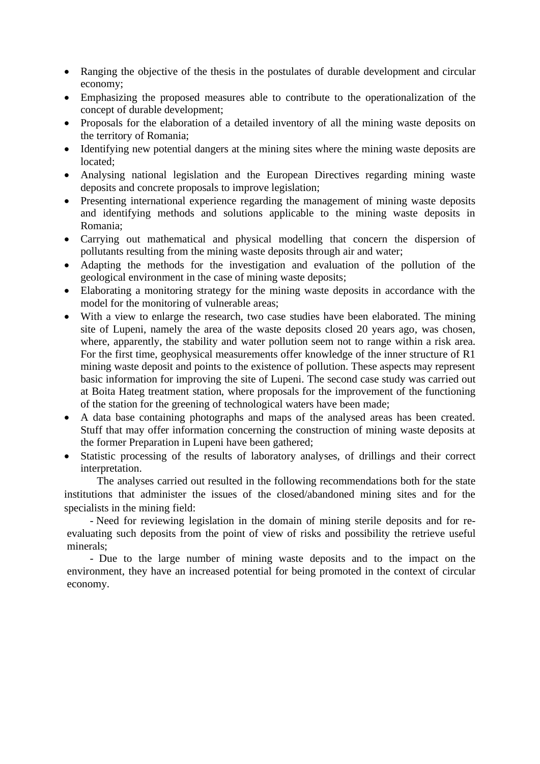- Ranging the objective of the thesis in the postulates of durable development and circular economy;
- Emphasizing the proposed measures able to contribute to the operationalization of the concept of durable development;
- Proposals for the elaboration of a detailed inventory of all the mining waste deposits on the territory of Romania;
- Identifying new potential dangers at the mining sites where the mining waste deposits are located;
- Analysing national legislation and the European Directives regarding mining waste deposits and concrete proposals to improve legislation;
- Presenting international experience regarding the management of mining waste deposits and identifying methods and solutions applicable to the mining waste deposits in Romania;
- Carrying out mathematical and physical modelling that concern the dispersion of pollutants resulting from the mining waste deposits through air and water;
- Adapting the methods for the investigation and evaluation of the pollution of the geological environment in the case of mining waste deposits;
- Elaborating a monitoring strategy for the mining waste deposits in accordance with the model for the monitoring of vulnerable areas;
- With a view to enlarge the research, two case studies have been elaborated. The mining site of Lupeni, namely the area of the waste deposits closed 20 years ago, was chosen, where, apparently, the stability and water pollution seem not to range within a risk area. For the first time, geophysical measurements offer knowledge of the inner structure of R1 mining waste deposit and points to the existence of pollution. These aspects may represent basic information for improving the site of Lupeni. The second case study was carried out at Boita Hateg treatment station, where proposals for the improvement of the functioning of the station for the greening of technological waters have been made;
- A data base containing photographs and maps of the analysed areas has been created. Stuff that may offer information concerning the construction of mining waste deposits at the former Preparation in Lupeni have been gathered;
- Statistic processing of the results of laboratory analyses, of drillings and their correct interpretation.

The analyses carried out resulted in the following recommendations both for the state institutions that administer the issues of the closed/abandoned mining sites and for the specialists in the mining field:

- Need for reviewing legislation in the domain of mining sterile deposits and for re-evaluating such deposits from the point of view of risks and possibility the retrieve useful minerals;

- Due to the large number of mining waste deposits and to the impact on the environment, they have an increased potential for being promoted in the context of circular economy.